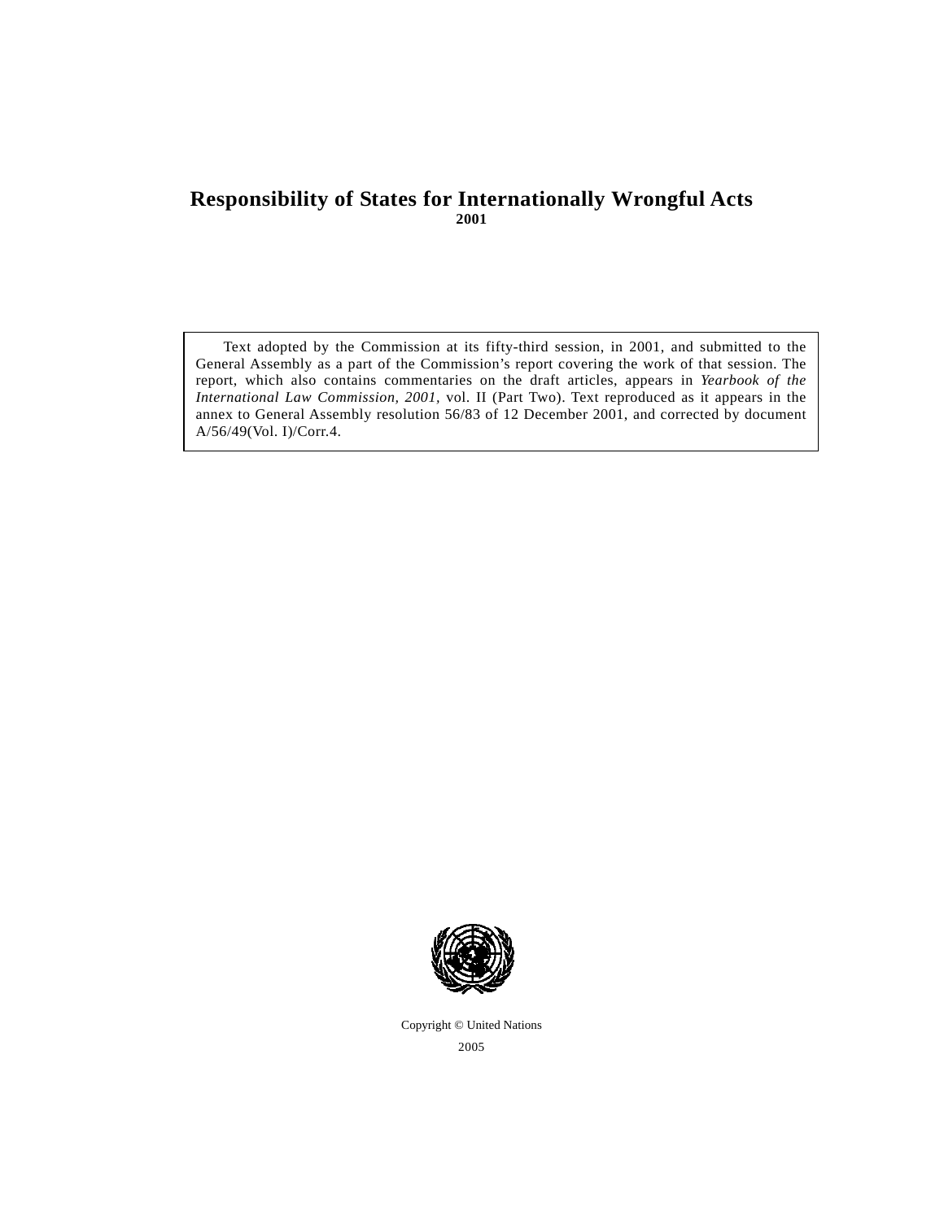# Responsibility of States for Internationally Wrongful Acts

**2001**

Text adopted by the Commission at its fifty-third session, in 2001, and submitted to the General Assembly as a part of the Commission's report covering the work of that session. The report, which also contains commentaries on the draft articles, appears in *Yearbook of the International Law Commission, 2001,* vol. II (Part Two). Text reproduced as it appears in the annex to General Assembly resolution 56/83 of 12 December 2001, and corrected by document A/56/49(Vol. I)/Corr.4.

Copyright © United Nations

2005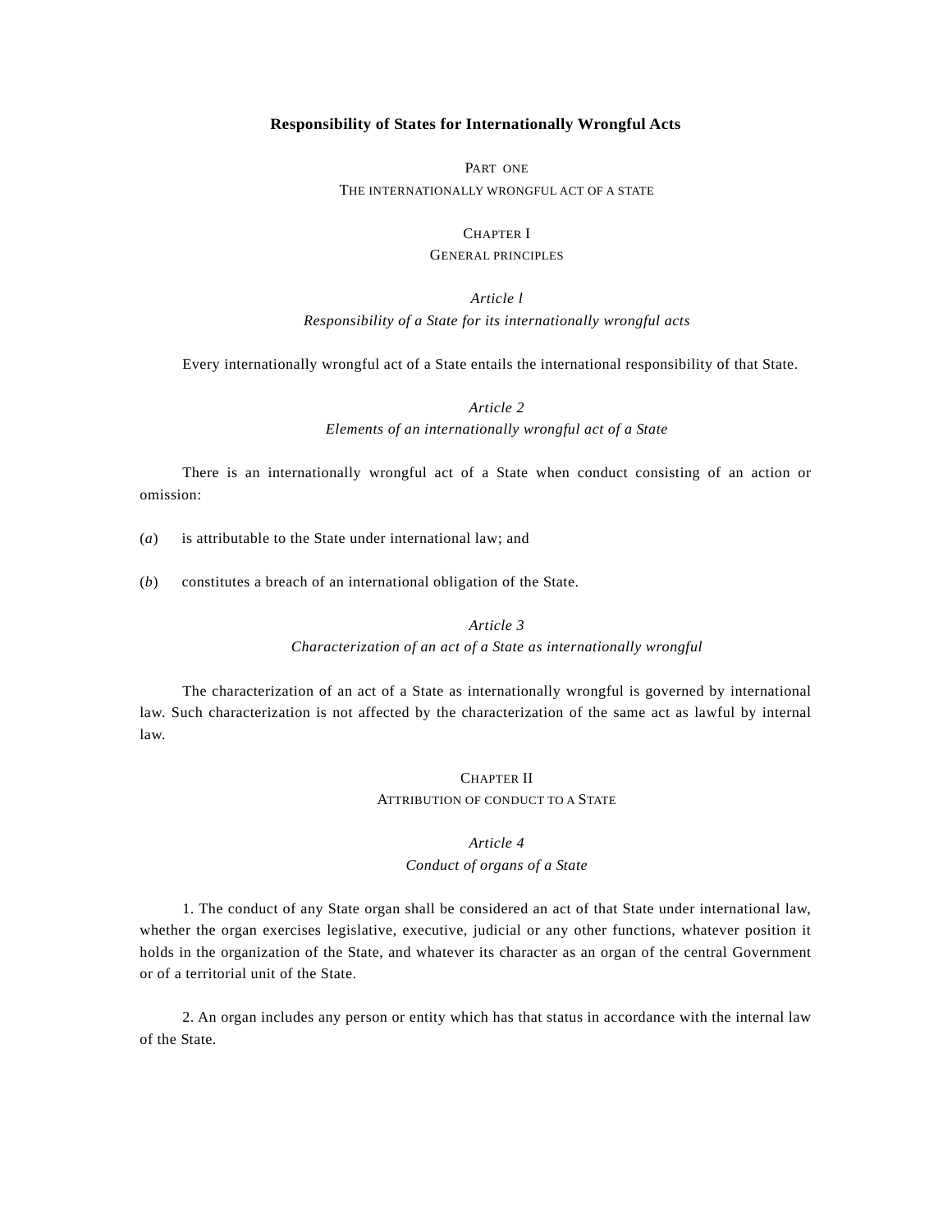# Responsibility of States for Internationally Wrongful Acts

## PART ONE
## THE INTERNATIONALLY WRONGFUL ACT OF A STATE

### CHAPTER I
### GENERAL PRINCIPLES

*Article l*
*Responsibility of a State for its internationally wrongful acts*

Every internationally wrongful act of a State entails the international responsibility of that State.

*Article 2*
*Elements of an internationally wrongful act of a State*

There is an internationally wrongful act of a State when conduct consisting of an action or omission:

(*a*) is attributable to the State under international law; and

(*b*) constitutes a breach of an international obligation of the State.

*Article 3*
*Characterization of an act of a State as internationally wrongful*

The characterization of an act of a State as internationally wrongful is governed by international law. Such characterization is not affected by the characterization of the same act as lawful by internal law.

### CHAPTER II
### ATTRIBUTION OF CONDUCT TO A STATE

*Article 4*
*Conduct of organs of a State*

1. The conduct of any State organ shall be considered an act of that State under international law, whether the organ exercises legislative, executive, judicial or any other functions, whatever position it holds in the organization of the State, and whatever its character as an organ of the central Government or of a territorial unit of the State.

2. An organ includes any person or entity which has that status in accordance with the internal law of the State.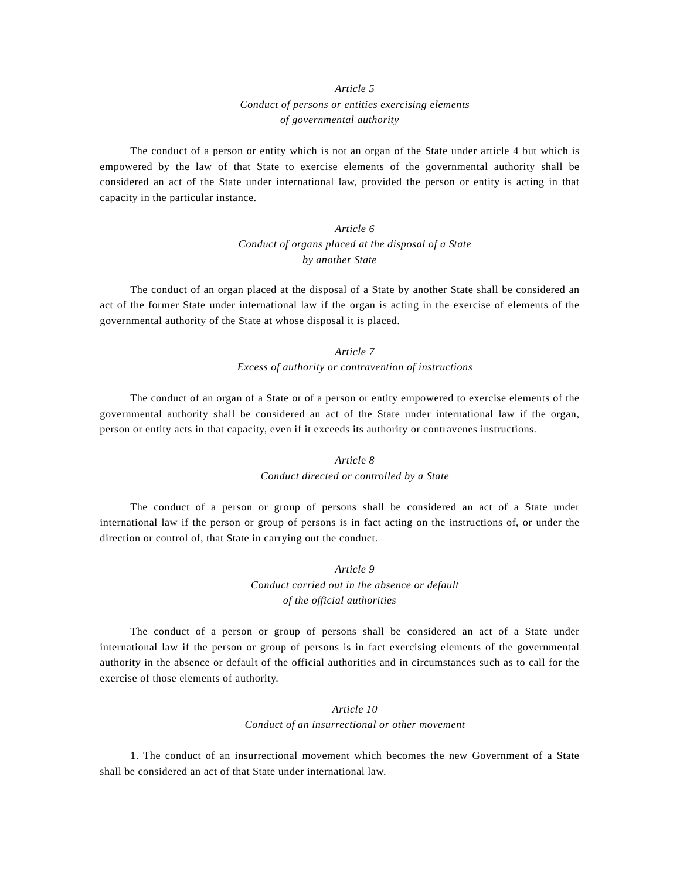*Article 5*

*Conduct of persons or entities exercising elements of governmental authority*

The conduct of a person or entity which is not an organ of the State under article 4 but which is empowered by the law of that State to exercise elements of the governmental authority shall be considered an act of the State under international law, provided the person or entity is acting in that capacity in the particular instance.

*Article 6*

*Conduct of organs placed at the disposal of a State by another State*

The conduct of an organ placed at the disposal of a State by another State shall be considered an act of the former State under international law if the organ is acting in the exercise of elements of the governmental authority of the State at whose disposal it is placed.

*Article 7*

*Excess of authority or contravention of instructions*

The conduct of an organ of a State or of a person or entity empowered to exercise elements of the governmental authority shall be considered an act of the State under international law if the organ, person or entity acts in that capacity, even if it exceeds its authority or contravenes instructions.

*Article 8*

*Conduct directed or controlled by a State*

The conduct of a person or group of persons shall be considered an act of a State under international law if the person or group of persons is in fact acting on the instructions of, or under the direction or control of, that State in carrying out the conduct.

*Article 9*

*Conduct carried out in the absence or default of the official authorities*

The conduct of a person or group of persons shall be considered an act of a State under international law if the person or group of persons is in fact exercising elements of the governmental authority in the absence or default of the official authorities and in circumstances such as to call for the exercise of those elements of authority.

*Article 10*

*Conduct of an insurrectional or other movement*

1. The conduct of an insurrectional movement which becomes the new Government of a State shall be considered an act of that State under international law.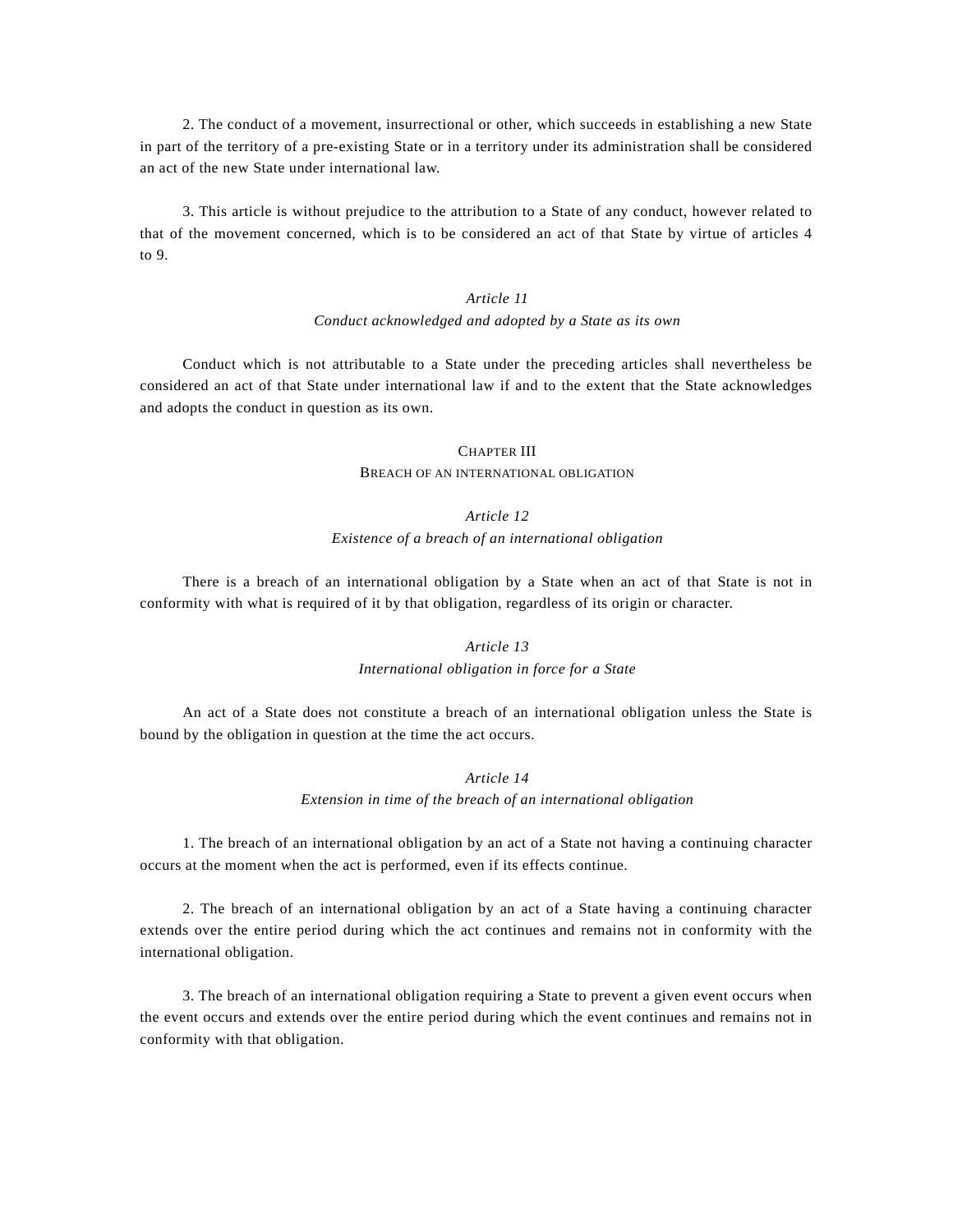2. The conduct of a movement, insurrectional or other, which succeeds in establishing a new State in part of the territory of a pre-existing State or in a territory under its administration shall be considered an act of the new State under international law.

3. This article is without prejudice to the attribution to a State of any conduct, however related to that of the movement concerned, which is to be considered an act of that State by virtue of articles 4 to 9.

### *Article 11*
### *Conduct acknowledged and adopted by a State as its own*

Conduct which is not attributable to a State under the preceding articles shall nevertheless be considered an act of that State under international law if and to the extent that the State acknowledges and adopts the conduct in question as its own.

## CHAPTER III
## BREACH OF AN INTERNATIONAL OBLIGATION

### *Article 12*
### *Existence of a breach of an international obligation*

There is a breach of an international obligation by a State when an act of that State is not in conformity with what is required of it by that obligation, regardless of its origin or character.

### *Article 13*
### *International obligation in force for a State*

An act of a State does not constitute a breach of an international obligation unless the State is bound by the obligation in question at the time the act occurs.

### *Article 14*
### *Extension in time of the breach of an international obligation*

1. The breach of an international obligation by an act of a State not having a continuing character occurs at the moment when the act is performed, even if its effects continue.

2. The breach of an international obligation by an act of a State having a continuing character extends over the entire period during which the act continues and remains not in conformity with the international obligation.

3. The breach of an international obligation requiring a State to prevent a given event occurs when the event occurs and extends over the entire period during which the event continues and remains not in conformity with that obligation.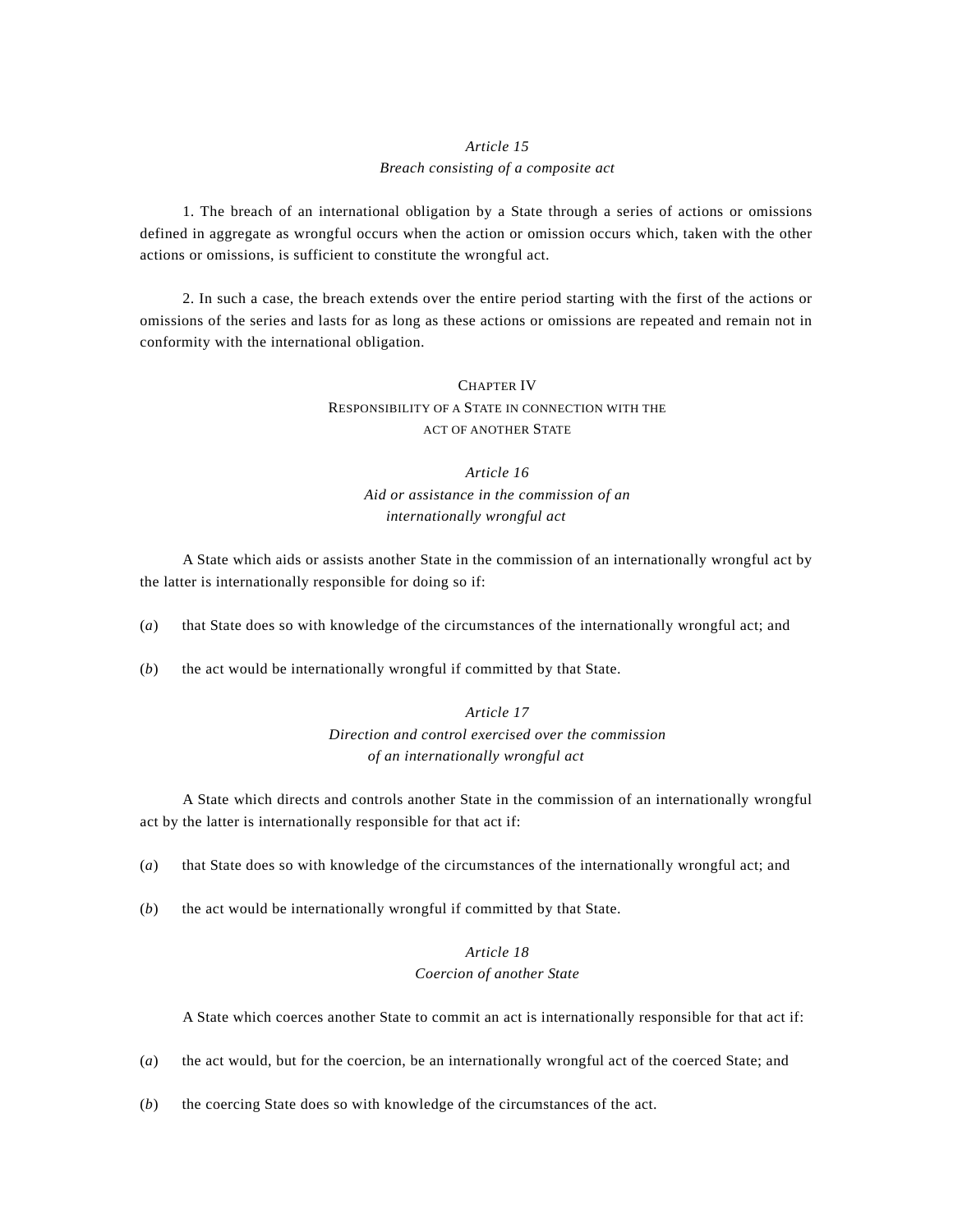### *Article 15*
### *Breach consisting of a composite act*

1. The breach of an international obligation by a State through a series of actions or omissions defined in aggregate as wrongful occurs when the action or omission occurs which, taken with the other actions or omissions, is sufficient to constitute the wrongful act.

2. In such a case, the breach extends over the entire period starting with the first of the actions or omissions of the series and lasts for as long as these actions or omissions are repeated and remain not in conformity with the international obligation.

## CHAPTER IV
## RESPONSIBILITY OF A STATE IN CONNECTION WITH THE ACT OF ANOTHER STATE

### *Article 16*
### *Aid or assistance in the commission of an internationally wrongful act*

A State which aids or assists another State in the commission of an internationally wrongful act by the latter is internationally responsible for doing so if:

(*a*) that State does so with knowledge of the circumstances of the internationally wrongful act; and

(*b*) the act would be internationally wrongful if committed by that State.

### *Article 17*
### *Direction and control exercised over the commission of an internationally wrongful act*

A State which directs and controls another State in the commission of an internationally wrongful act by the latter is internationally responsible for that act if:

(*a*) that State does so with knowledge of the circumstances of the internationally wrongful act; and

(*b*) the act would be internationally wrongful if committed by that State.

### *Article 18*
### *Coercion of another State*

A State which coerces another State to commit an act is internationally responsible for that act if:

(*a*) the act would, but for the coercion, be an internationally wrongful act of the coerced State; and

(*b*) the coercing State does so with knowledge of the circumstances of the act.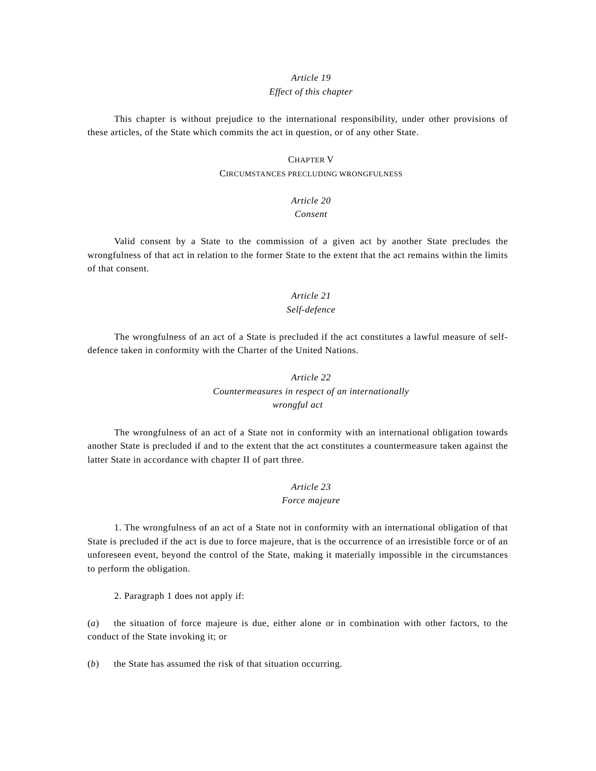### *Article 19*
### *Effect of this chapter*

This chapter is without prejudice to the international responsibility, under other provisions of these articles, of the State which commits the act in question, or of any other State.

## CHAPTER V
## CIRCUMSTANCES PRECLUDING WRONGFULNESS

### *Article 20*
### *Consent*

Valid consent by a State to the commission of a given act by another State precludes the wrongfulness of that act in relation to the former State to the extent that the act remains within the limits of that consent.

### *Article 21*
### *Self-defence*

The wrongfulness of an act of a State is precluded if the act constitutes a lawful measure of self-defence taken in conformity with the Charter of the United Nations.

### *Article 22*
### *Countermeasures in respect of an internationally wrongful act*

The wrongfulness of an act of a State not in conformity with an international obligation towards another State is precluded if and to the extent that the act constitutes a countermeasure taken against the latter State in accordance with chapter II of part three.

### *Article 23*
### *Force majeure*

1. The wrongfulness of an act of a State not in conformity with an international obligation of that State is precluded if the act is due to force majeure, that is the occurrence of an irresistible force or of an unforeseen event, beyond the control of the State, making it materially impossible in the circumstances to perform the obligation.

2. Paragraph 1 does not apply if:

(*a*) the situation of force majeure is due, either alone or in combination with other factors, to the conduct of the State invoking it; or

(*b*) the State has assumed the risk of that situation occurring.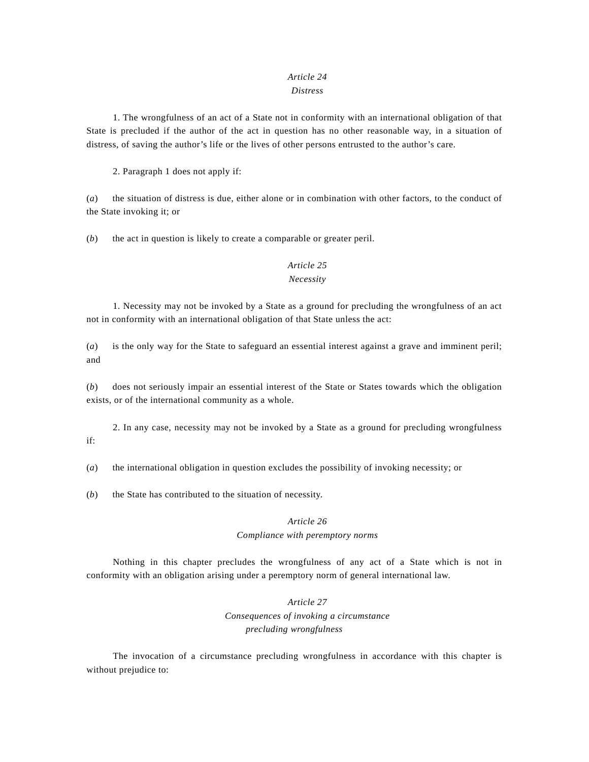*Article 24*
*Distress*

1. The wrongfulness of an act of a State not in conformity with an international obligation of that State is precluded if the author of the act in question has no other reasonable way, in a situation of distress, of saving the author's life or the lives of other persons entrusted to the author's care.

2. Paragraph 1 does not apply if:

(*a*) the situation of distress is due, either alone or in combination with other factors, to the conduct of the State invoking it; or

(*b*) the act in question is likely to create a comparable or greater peril.

*Article 25*
*Necessity*

1. Necessity may not be invoked by a State as a ground for precluding the wrongfulness of an act not in conformity with an international obligation of that State unless the act:

(*a*) is the only way for the State to safeguard an essential interest against a grave and imminent peril; and

(*b*) does not seriously impair an essential interest of the State or States towards which the obligation exists, or of the international community as a whole.

2. In any case, necessity may not be invoked by a State as a ground for precluding wrongfulness if:

(*a*) the international obligation in question excludes the possibility of invoking necessity; or

(*b*) the State has contributed to the situation of necessity.

*Article 26*
*Compliance with peremptory norms*

Nothing in this chapter precludes the wrongfulness of any act of a State which is not in conformity with an obligation arising under a peremptory norm of general international law.

*Article 27*
*Consequences of invoking a circumstance precluding wrongfulness*

The invocation of a circumstance precluding wrongfulness in accordance with this chapter is without prejudice to: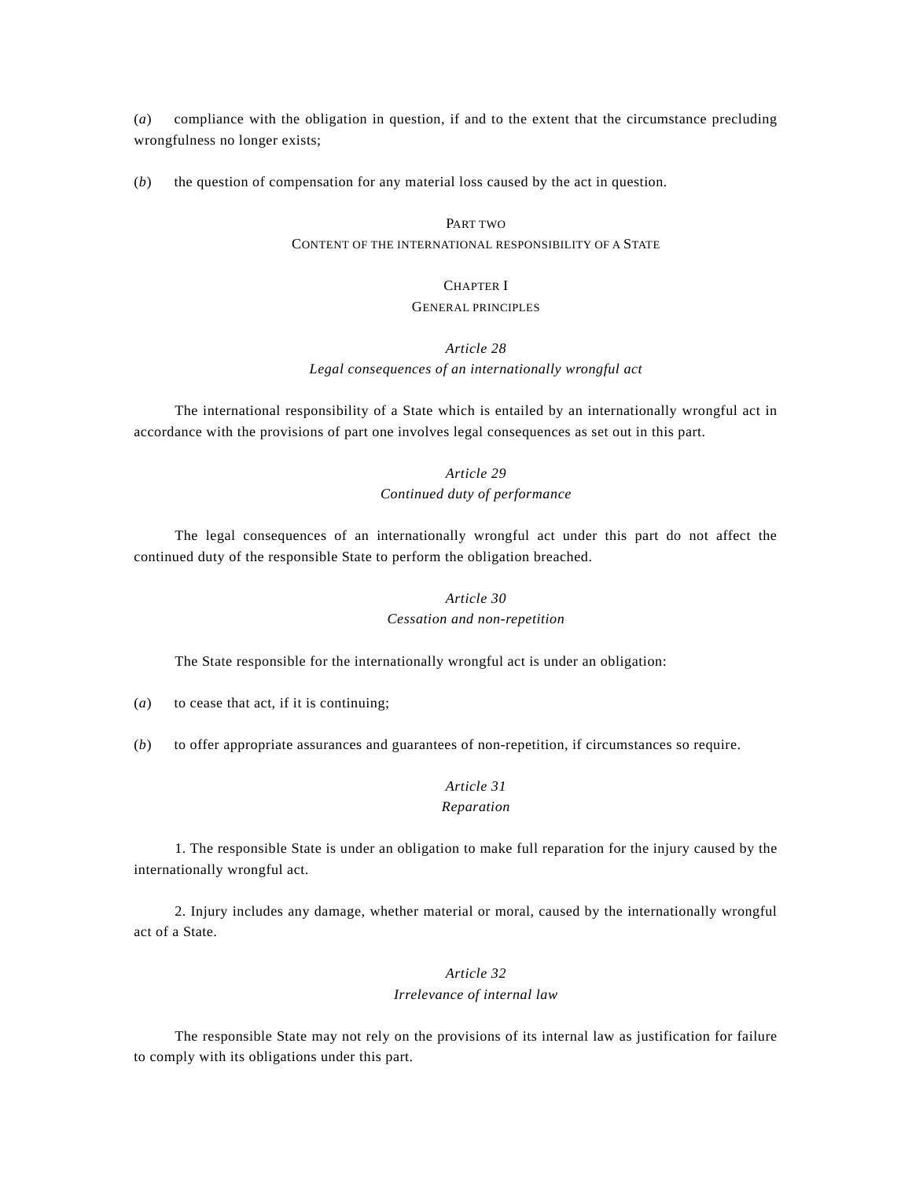(*a*) compliance with the obligation in question, if and to the extent that the circumstance precluding wrongfulness no longer exists;

(*b*) the question of compensation for any material loss caused by the act in question.

## PART TWO
## CONTENT OF THE INTERNATIONAL RESPONSIBILITY OF A STATE

### CHAPTER I
### GENERAL PRINCIPLES

#### *Article 28*
#### *Legal consequences of an internationally wrongful act*

The international responsibility of a State which is entailed by an internationally wrongful act in accordance with the provisions of part one involves legal consequences as set out in this part.

#### *Article 29*
#### *Continued duty of performance*

The legal consequences of an internationally wrongful act under this part do not affect the continued duty of the responsible State to perform the obligation breached.

#### *Article 30*
#### *Cessation and non-repetition*

The State responsible for the internationally wrongful act is under an obligation:

(*a*) to cease that act, if it is continuing;

(*b*) to offer appropriate assurances and guarantees of non-repetition, if circumstances so require.

#### *Article 31*
#### *Reparation*

1. The responsible State is under an obligation to make full reparation for the injury caused by the internationally wrongful act.

2. Injury includes any damage, whether material or moral, caused by the internationally wrongful act of a State.

#### *Article 32*
#### *Irrelevance of internal law*

The responsible State may not rely on the provisions of its internal law as justification for failure to comply with its obligations under this part.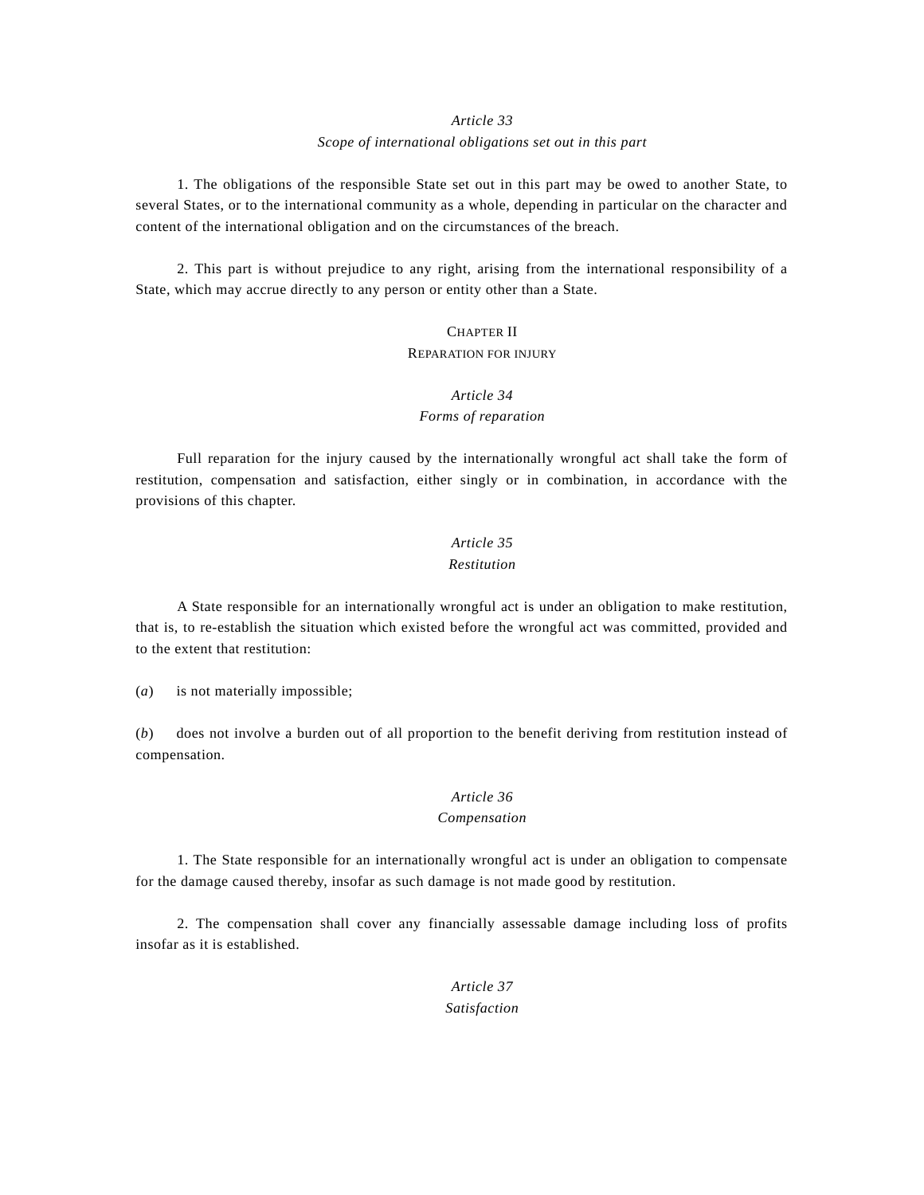*Article 33*

*Scope of international obligations set out in this part*

1. The obligations of the responsible State set out in this part may be owed to another State, to several States, or to the international community as a whole, depending in particular on the character and content of the international obligation and on the circumstances of the breach.

2. This part is without prejudice to any right, arising from the international responsibility of a State, which may accrue directly to any person or entity other than a State.

## CHAPTER II
## REPARATION FOR INJURY

*Article 34*

*Forms of reparation*

Full reparation for the injury caused by the internationally wrongful act shall take the form of restitution, compensation and satisfaction, either singly or in combination, in accordance with the provisions of this chapter.

*Article 35*

*Restitution*

A State responsible for an internationally wrongful act is under an obligation to make restitution, that is, to re-establish the situation which existed before the wrongful act was committed, provided and to the extent that restitution:

(*a*) is not materially impossible;

(*b*) does not involve a burden out of all proportion to the benefit deriving from restitution instead of compensation.

*Article 36*

*Compensation*

1. The State responsible for an internationally wrongful act is under an obligation to compensate for the damage caused thereby, insofar as such damage is not made good by restitution.

2. The compensation shall cover any financially assessable damage including loss of profits insofar as it is established.

*Article 37*

*Satisfaction*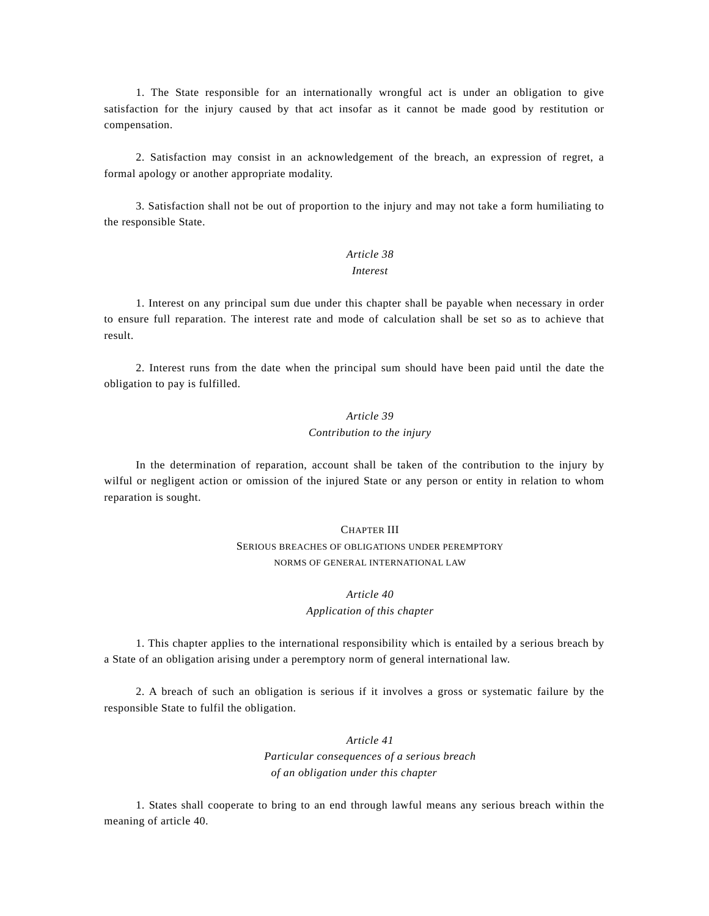1. The State responsible for an internationally wrongful act is under an obligation to give satisfaction for the injury caused by that act insofar as it cannot be made good by restitution or compensation.

2. Satisfaction may consist in an acknowledgement of the breach, an expression of regret, a formal apology or another appropriate modality.

3. Satisfaction shall not be out of proportion to the injury and may not take a form humiliating to the responsible State.

### *Article 38*
### *Interest*

1. Interest on any principal sum due under this chapter shall be payable when necessary in order to ensure full reparation. The interest rate and mode of calculation shall be set so as to achieve that result.

2. Interest runs from the date when the principal sum should have been paid until the date the obligation to pay is fulfilled.

### *Article 39*
### *Contribution to the injury*

In the determination of reparation, account shall be taken of the contribution to the injury by wilful or negligent action or omission of the injured State or any person or entity in relation to whom reparation is sought.

## CHAPTER III
## SERIOUS BREACHES OF OBLIGATIONS UNDER PEREMPTORY NORMS OF GENERAL INTERNATIONAL LAW

### *Article 40*
### *Application of this chapter*

1. This chapter applies to the international responsibility which is entailed by a serious breach by a State of an obligation arising under a peremptory norm of general international law.

2. A breach of such an obligation is serious if it involves a gross or systematic failure by the responsible State to fulfil the obligation.

### *Article 41*
### *Particular consequences of a serious breach of an obligation under this chapter*

1. States shall cooperate to bring to an end through lawful means any serious breach within the meaning of article 40.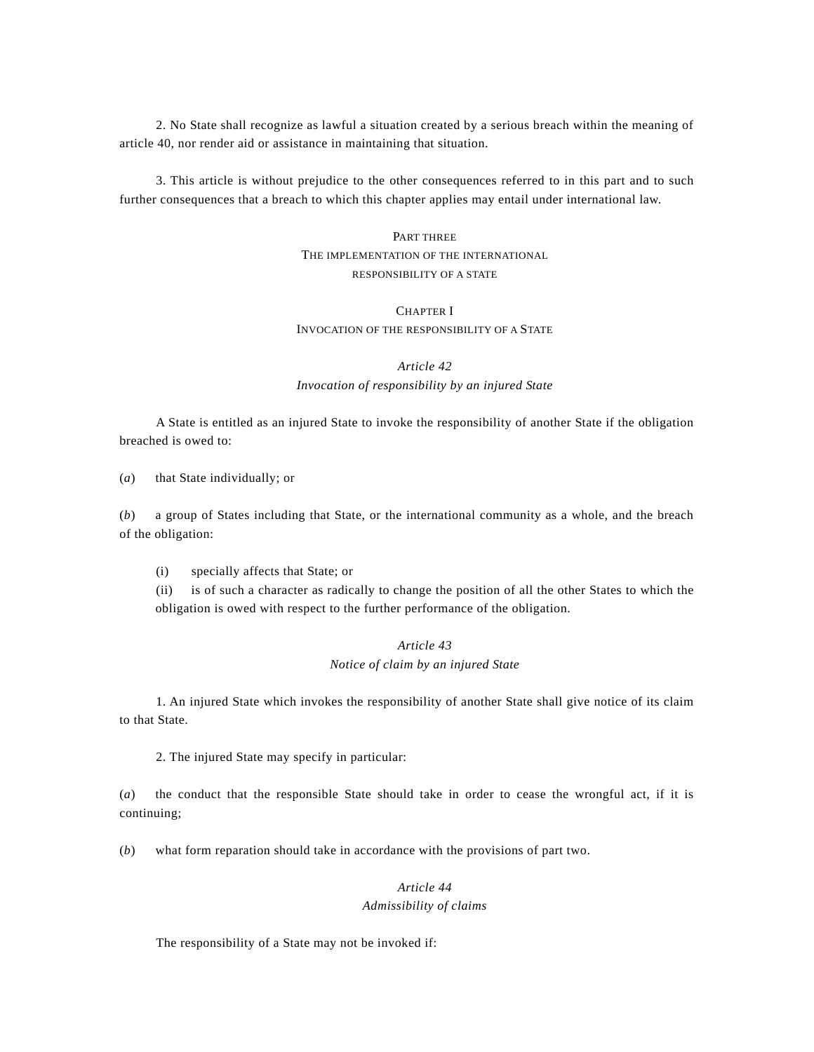2. No State shall recognize as lawful a situation created by a serious breach within the meaning of article 40, nor render aid or assistance in maintaining that situation.

3. This article is without prejudice to the other consequences referred to in this part and to such further consequences that a breach to which this chapter applies may entail under international law.

## PART THREE
## THE IMPLEMENTATION OF THE INTERNATIONAL RESPONSIBILITY OF A STATE

### CHAPTER I
### INVOCATION OF THE RESPONSIBILITY OF A STATE

#### *Article 42*
#### *Invocation of responsibility by an injured State*

A State is entitled as an injured State to invoke the responsibility of another State if the obligation breached is owed to:

(*a*) that State individually; or

(*b*) a group of States including that State, or the international community as a whole, and the breach of the obligation:

(i) specially affects that State; or
(ii) is of such a character as radically to change the position of all the other States to which the obligation is owed with respect to the further performance of the obligation.

#### *Article 43*
#### *Notice of claim by an injured State*

1. An injured State which invokes the responsibility of another State shall give notice of its claim to that State.

2. The injured State may specify in particular:

(*a*) the conduct that the responsible State should take in order to cease the wrongful act, if it is continuing;

(*b*) what form reparation should take in accordance with the provisions of part two.

#### *Article 44*
#### *Admissibility of claims*

The responsibility of a State may not be invoked if: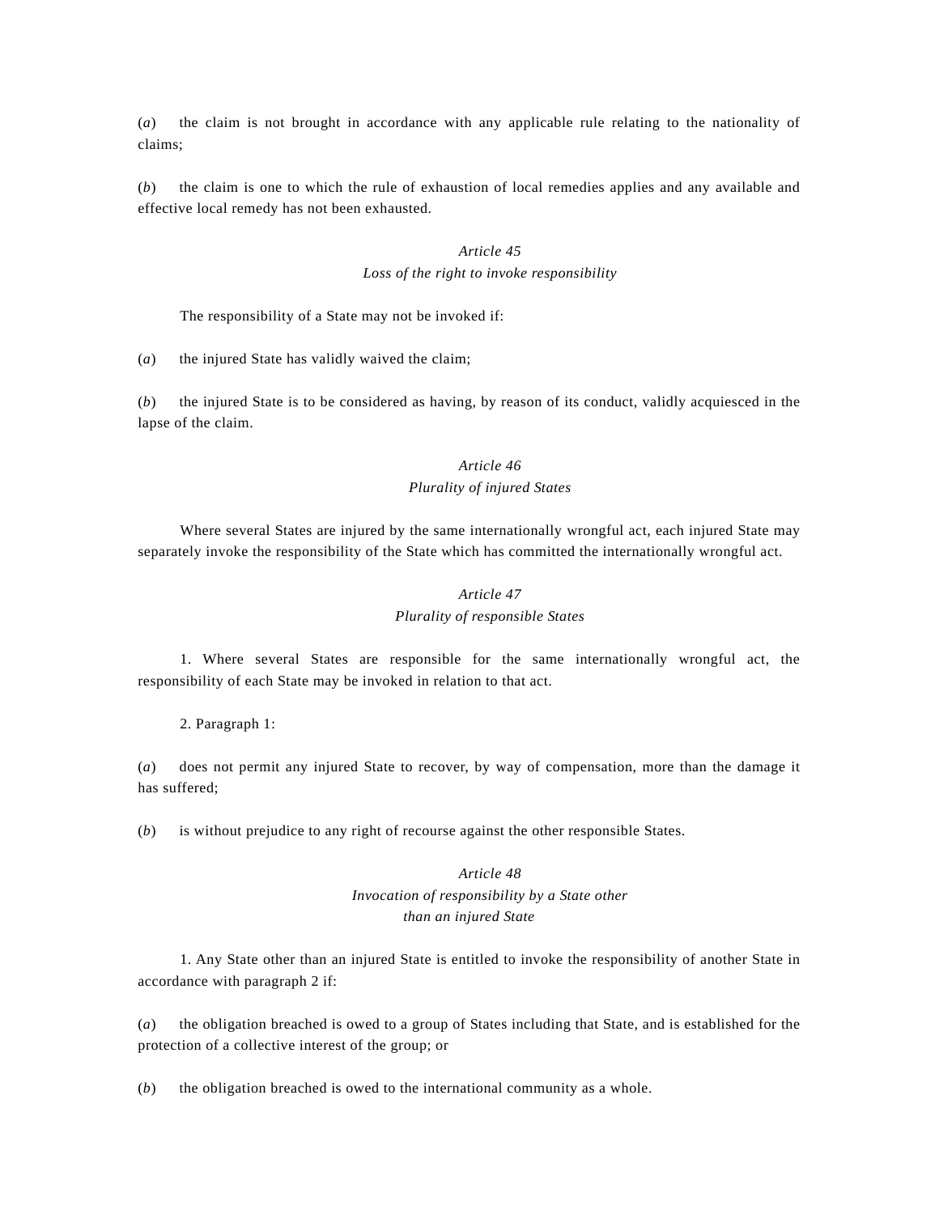(*a*) the claim is not brought in accordance with any applicable rule relating to the nationality of claims;

(*b*) the claim is one to which the rule of exhaustion of local remedies applies and any available and effective local remedy has not been exhausted.

*Article 45*
*Loss of the right to invoke responsibility*

The responsibility of a State may not be invoked if:

(*a*) the injured State has validly waived the claim;

(*b*) the injured State is to be considered as having, by reason of its conduct, validly acquiesced in the lapse of the claim.

*Article 46*
*Plurality of injured States*

Where several States are injured by the same internationally wrongful act, each injured State may separately invoke the responsibility of the State which has committed the internationally wrongful act.

*Article 47*
*Plurality of responsible States*

1. Where several States are responsible for the same internationally wrongful act, the responsibility of each State may be invoked in relation to that act.

2. Paragraph 1:

(*a*) does not permit any injured State to recover, by way of compensation, more than the damage it has suffered;

(*b*) is without prejudice to any right of recourse against the other responsible States.

*Article 48*
*Invocation of responsibility by a State other than an injured State*

1. Any State other than an injured State is entitled to invoke the responsibility of another State in accordance with paragraph 2 if:

(*a*) the obligation breached is owed to a group of States including that State, and is established for the protection of a collective interest of the group; or

(*b*) the obligation breached is owed to the international community as a whole.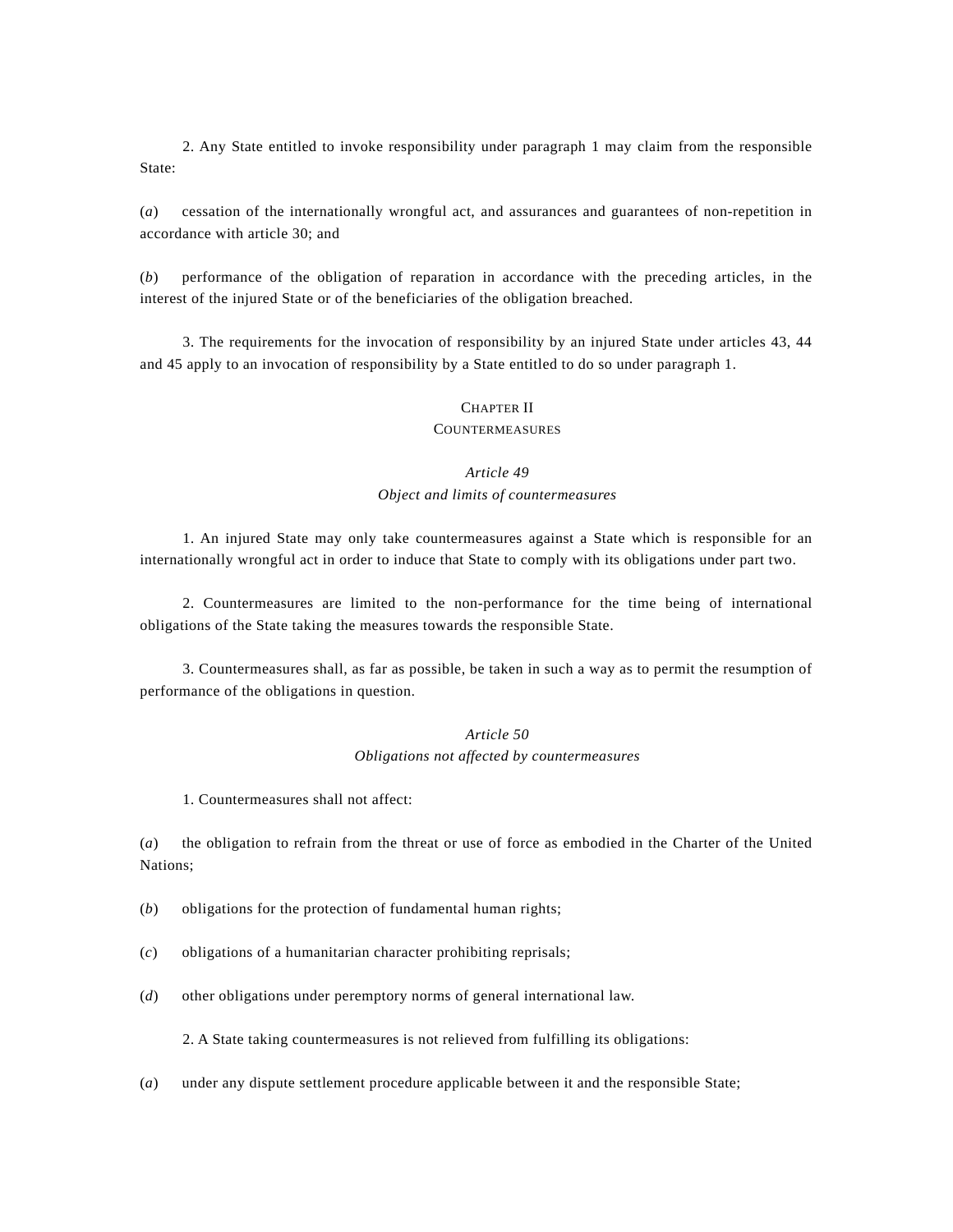2. Any State entitled to invoke responsibility under paragraph 1 may claim from the responsible State:

(*a*) cessation of the internationally wrongful act, and assurances and guarantees of non-repetition in accordance with article 30; and

(*b*) performance of the obligation of reparation in accordance with the preceding articles, in the interest of the injured State or of the beneficiaries of the obligation breached.

3. The requirements for the invocation of responsibility by an injured State under articles 43, 44 and 45 apply to an invocation of responsibility by a State entitled to do so under paragraph 1.

## CHAPTER II
## COUNTERMEASURES

### *Article 49*
### *Object and limits of countermeasures*

1. An injured State may only take countermeasures against a State which is responsible for an internationally wrongful act in order to induce that State to comply with its obligations under part two.

2. Countermeasures are limited to the non-performance for the time being of international obligations of the State taking the measures towards the responsible State.

3. Countermeasures shall, as far as possible, be taken in such a way as to permit the resumption of performance of the obligations in question.

### *Article 50*
### *Obligations not affected by countermeasures*

1. Countermeasures shall not affect:

(*a*) the obligation to refrain from the threat or use of force as embodied in the Charter of the United Nations;

(*b*) obligations for the protection of fundamental human rights;

(*c*) obligations of a humanitarian character prohibiting reprisals;

(*d*) other obligations under peremptory norms of general international law.

2. A State taking countermeasures is not relieved from fulfilling its obligations:

(*a*) under any dispute settlement procedure applicable between it and the responsible State;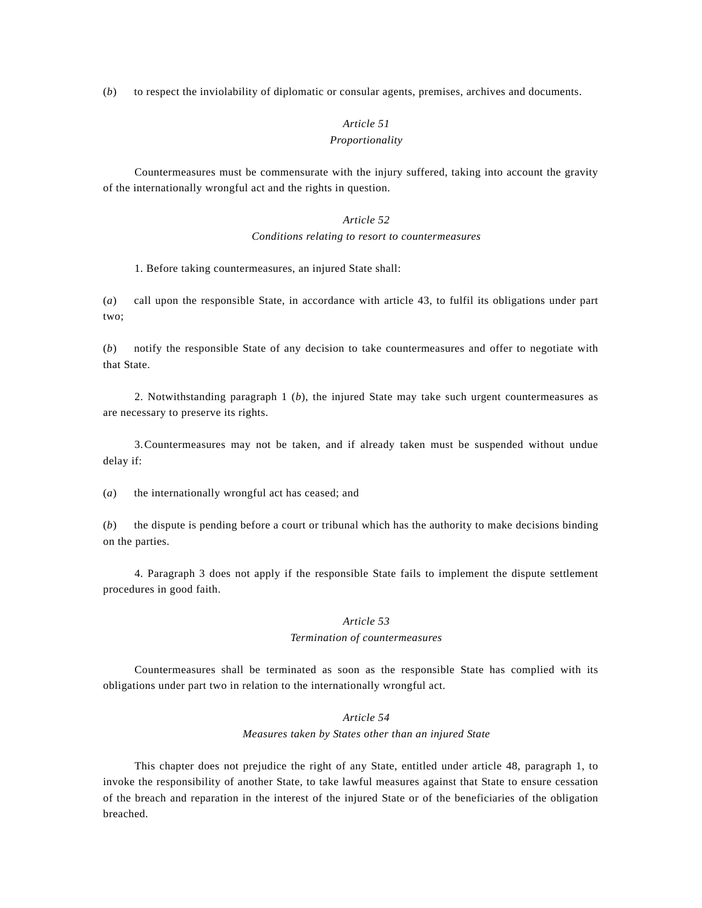(*b*) to respect the inviolability of diplomatic or consular agents, premises, archives and documents.

*Article 51*
*Proportionality*

Countermeasures must be commensurate with the injury suffered, taking into account the gravity of the internationally wrongful act and the rights in question.

*Article 52*
*Conditions relating to resort to countermeasures*

1. Before taking countermeasures, an injured State shall:

(*a*) call upon the responsible State, in accordance with article 43, to fulfil its obligations under part two;

(*b*) notify the responsible State of any decision to take countermeasures and offer to negotiate with that State.

2. Notwithstanding paragraph 1 (*b*), the injured State may take such urgent countermeasures as are necessary to preserve its rights.

3. Countermeasures may not be taken, and if already taken must be suspended without undue delay if:

(*a*) the internationally wrongful act has ceased; and

(*b*) the dispute is pending before a court or tribunal which has the authority to make decisions binding on the parties.

4. Paragraph 3 does not apply if the responsible State fails to implement the dispute settlement procedures in good faith.

*Article 53*
*Termination of countermeasures*

Countermeasures shall be terminated as soon as the responsible State has complied with its obligations under part two in relation to the internationally wrongful act.

*Article 54*
*Measures taken by States other than an injured State*

This chapter does not prejudice the right of any State, entitled under article 48, paragraph 1, to invoke the responsibility of another State, to take lawful measures against that State to ensure cessation of the breach and reparation in the interest of the injured State or of the beneficiaries of the obligation breached.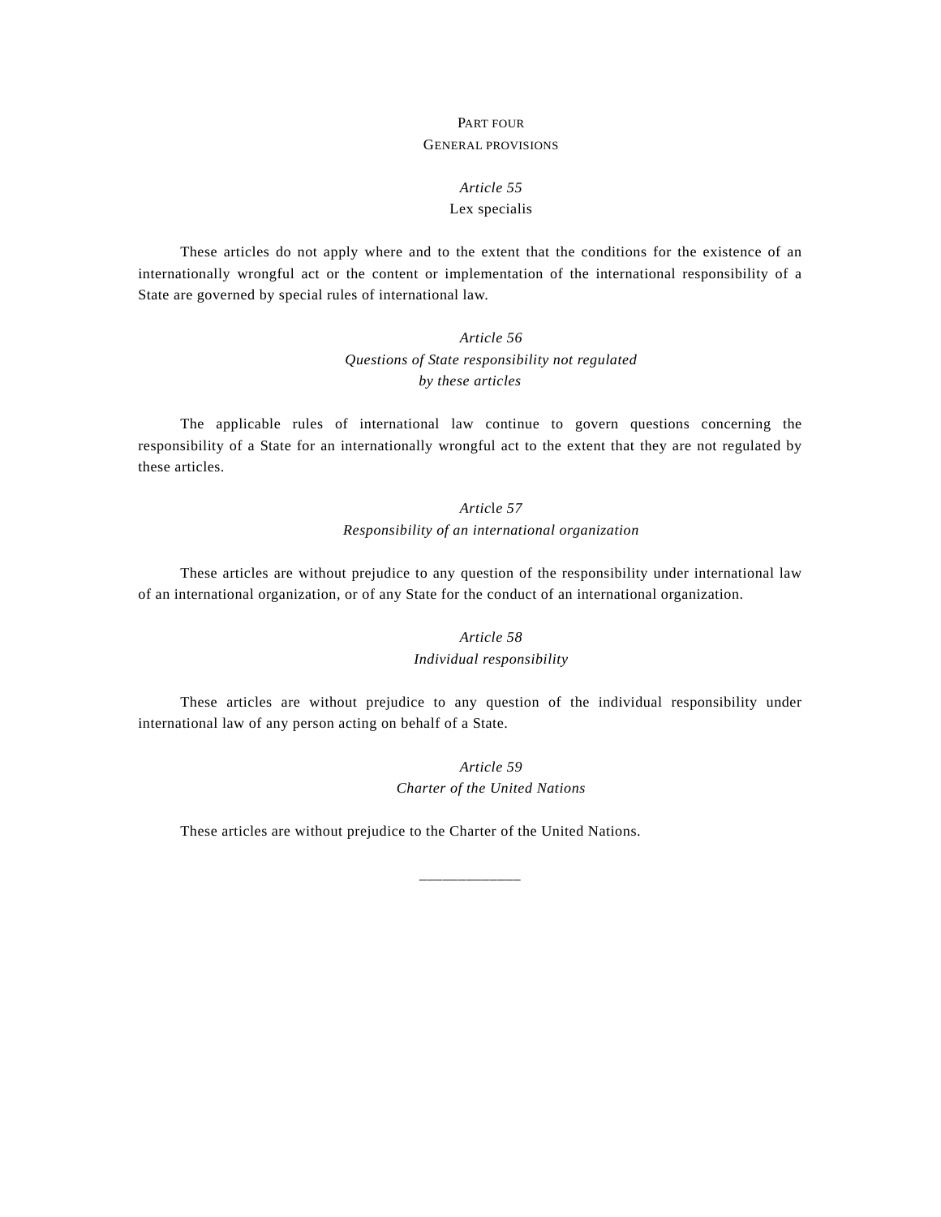## PART FOUR
## GENERAL PROVISIONS

*Article 55*
Lex specialis

These articles do not apply where and to the extent that the conditions for the existence of an internationally wrongful act or the content or implementation of the international responsibility of a State are governed by special rules of international law.

*Article 56*
*Questions of State responsibility not regulated by these articles*

The applicable rules of international law continue to govern questions concerning the responsibility of a State for an internationally wrongful act to the extent that they are not regulated by these articles.

*Article 57*
*Responsibility of an international organization*

These articles are without prejudice to any question of the responsibility under international law of an international organization, or of any State for the conduct of an international organization.

*Article 58*
*Individual responsibility*

These articles are without prejudice to any question of the individual responsibility under international law of any person acting on behalf of a State.

*Article 59*
*Charter of the United Nations*

These articles are without prejudice to the Charter of the United Nations.

_____________